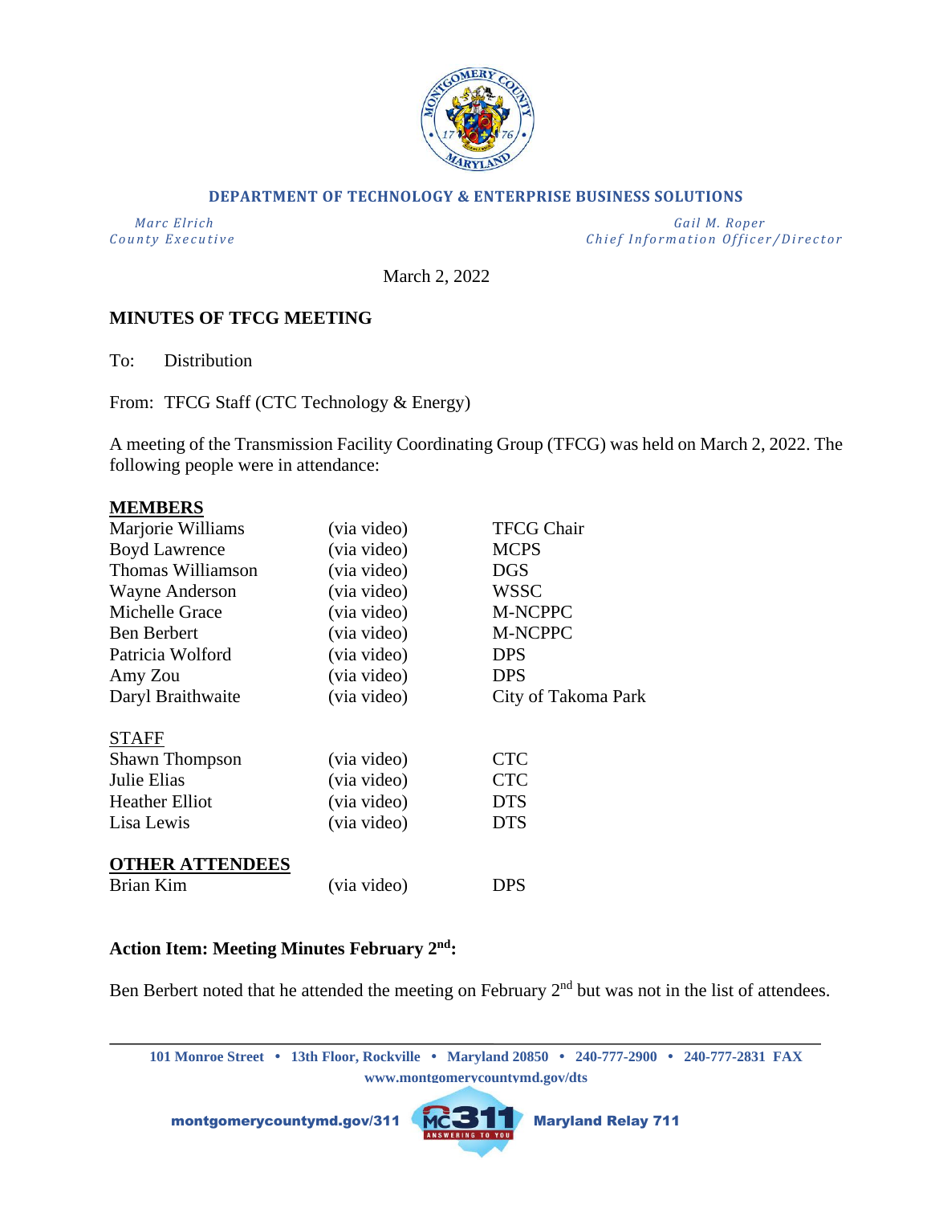**DEPARTMENT OF TECHNOLOGY & ENTERPRISE BUSINESS SOLUTIONS**

*Marc Elrich*
*County Executive*

*Gail M. Roper*
*Chief Information Officer/Director*

March 2, 2022

**MINUTES OF TFCG MEETING**

To: Distribution

From: TFCG Staff (CTC Technology & Energy)

A meeting of the Transmission Facility Coordinating Group (TFCG) was held on March 2, 2022. The following people were in attendance:

**MEMBERS**

| | | |
|---|---|---|
| Marjorie Williams | (via video) | TFCG Chair |
| Boyd Lawrence | (via video) | MCPS |
| Thomas Williamson | (via video) | DGS |
| Wayne Anderson | (via video) | WSSC |
| Michelle Grace | (via video) | M-NCPPC |
| Ben Berbert | (via video) | M-NCPPC |
| Patricia Wolford | (via video) | DPS |
| Amy Zou | (via video) | DPS |
| Daryl Braithwaite | (via video) | City of Takoma Park |

STAFF

| | | |
|---|---|---|
| Shawn Thompson | (via video) | CTC |
| Julie Elias | (via video) | CTC |
| Heather Elliot | (via video) | DTS |
| Lisa Lewis | (via video) | DTS |

**OTHER ATTENDEES**

| | | |
|---|---|---|
| Brian Kim | (via video) | DPS |

**Action Item: Meeting Minutes February 2nd:**

Ben Berbert noted that he attended the meeting on February 2nd but was not in the list of attendees.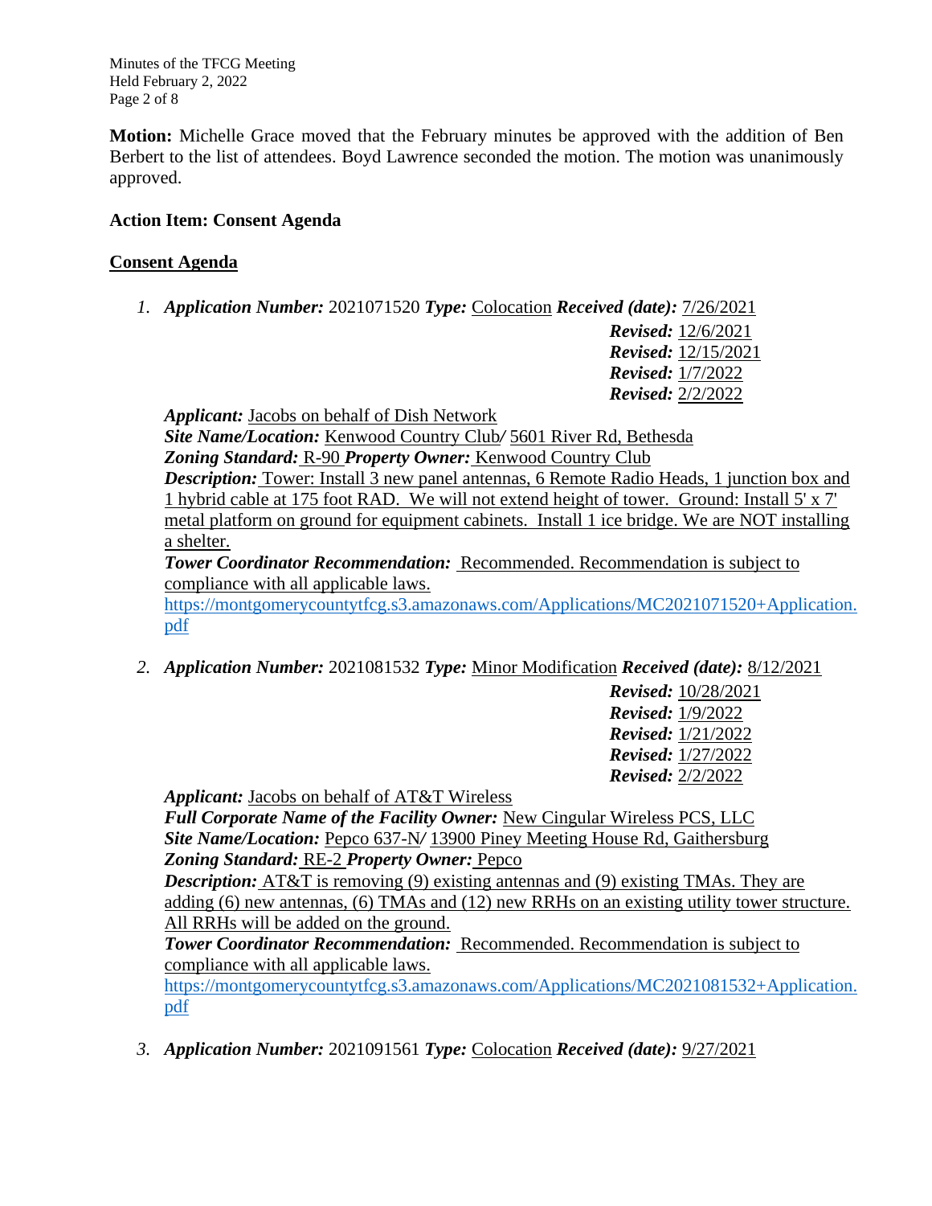**Motion:** Michelle Grace moved that the February minutes be approved with the addition of Ben Berbert to the list of attendees. Boyd Lawrence seconded the motion. The motion was unanimously approved.

**Action Item: Consent Agenda**

**Consent Agenda**

1. ***Application Number:*** 2021071520 ***Type:*** Colocation ***Received (date):*** 7/26/2021
   ***Revised:*** 12/6/2021
   ***Revised:*** 12/15/2021
   ***Revised:*** 1/7/2022
   ***Revised:*** 2/2/2022

   ***Applicant:*** Jacobs on behalf of Dish Network
   ***Site Name/Location:*** Kenwood Country Club***/*** 5601 River Rd, Bethesda
   ***Zoning Standard:*** R-90 ***Property Owner:*** Kenwood Country Club
   ***Description:*** Tower: Install 3 new panel antennas, 6 Remote Radio Heads, 1 junction box and 1 hybrid cable at 175 foot RAD. We will not extend height of tower. Ground: Install 5' x 7' metal platform on ground for equipment cabinets. Install 1 ice bridge. We are NOT installing a shelter.
   ***Tower Coordinator Recommendation:*** Recommended. Recommendation is subject to compliance with all applicable laws.
   https://montgomerycountytfcg.s3.amazonaws.com/Applications/MC2021071520+Application.pdf

2. ***Application Number:*** 2021081532 ***Type:*** Minor Modification ***Received (date):*** 8/12/2021
   ***Revised:*** 10/28/2021
   ***Revised:*** 1/9/2022
   ***Revised:*** 1/21/2022
   ***Revised:*** 1/27/2022
   ***Revised:*** 2/2/2022

   ***Applicant:*** Jacobs on behalf of AT&T Wireless
   ***Full Corporate Name of the Facility Owner:*** New Cingular Wireless PCS, LLC
   ***Site Name/Location:*** Pepco 637-N***/*** 13900 Piney Meeting House Rd, Gaithersburg
   ***Zoning Standard:*** RE-2 ***Property Owner:*** Pepco
   ***Description:*** AT&T is removing (9) existing antennas and (9) existing TMAs. They are adding (6) new antennas, (6) TMAs and (12) new RRHs on an existing utility tower structure. All RRHs will be added on the ground.
   ***Tower Coordinator Recommendation:*** Recommended. Recommendation is subject to compliance with all applicable laws.
   https://montgomerycountytfcg.s3.amazonaws.com/Applications/MC2021081532+Application.pdf

3. ***Application Number:*** 2021091561 ***Type:*** Colocation ***Received (date):*** 9/27/2021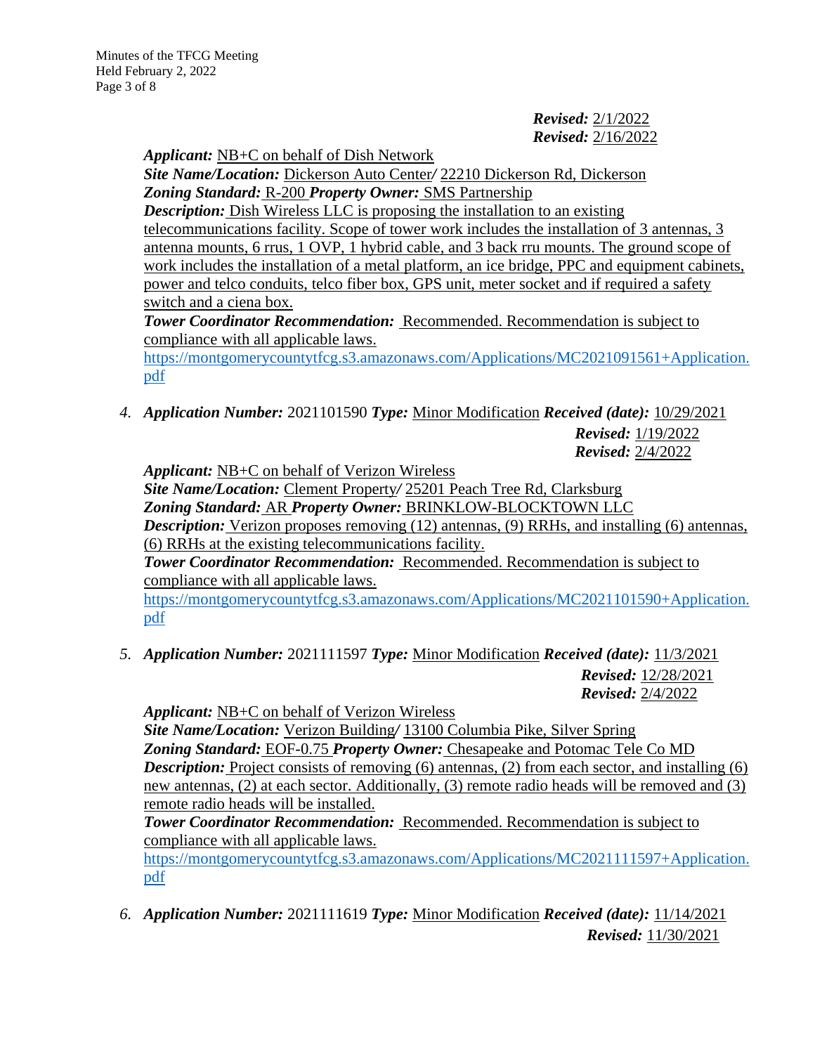*Revised:* 2/1/2022
*Revised:* 2/16/2022

*Applicant:* NB+C on behalf of Dish Network
*Site Name/Location:* Dickerson Auto Center*/* 22210 Dickerson Rd, Dickerson
*Zoning Standard:* R-200 *Property Owner:* SMS Partnership
*Description:* Dish Wireless LLC is proposing the installation to an existing telecommunications facility. Scope of tower work includes the installation of 3 antennas, 3 antenna mounts, 6 rrus, 1 OVP, 1 hybrid cable, and 3 back rru mounts. The ground scope of work includes the installation of a metal platform, an ice bridge, PPC and equipment cabinets, power and telco conduits, telco fiber box, GPS unit, meter socket and if required a safety switch and a ciena box.
*Tower Coordinator Recommendation:* Recommended. Recommendation is subject to compliance with all applicable laws.
https://montgomerycountytfcg.s3.amazonaws.com/Applications/MC2021091561+Application.pdf

4. *Application Number:* 2021101590 *Type:* Minor Modification *Received (date):* 10/29/2021
   *Revised:* 1/19/2022
   *Revised:* 2/4/2022

   *Applicant:* NB+C on behalf of Verizon Wireless
   *Site Name/Location:* Clement Property*/* 25201 Peach Tree Rd, Clarksburg
   *Zoning Standard:* AR *Property Owner:* BRINKLOW-BLOCKTOWN LLC
   *Description:* Verizon proposes removing (12) antennas, (9) RRHs, and installing (6) antennas, (6) RRHs at the existing telecommunications facility.
   *Tower Coordinator Recommendation:* Recommended. Recommendation is subject to compliance with all applicable laws.
   https://montgomerycountytfcg.s3.amazonaws.com/Applications/MC2021101590+Application.pdf

5. *Application Number:* 2021111597 *Type:* Minor Modification *Received (date):* 11/3/2021
   *Revised:* 12/28/2021
   *Revised:* 2/4/2022

   *Applicant:* NB+C on behalf of Verizon Wireless
   *Site Name/Location:* Verizon Building*/* 13100 Columbia Pike, Silver Spring
   *Zoning Standard:* EOF-0.75 *Property Owner:* Chesapeake and Potomac Tele Co MD
   *Description:* Project consists of removing (6) antennas, (2) from each sector, and installing (6) new antennas, (2) at each sector. Additionally, (3) remote radio heads will be removed and (3) remote radio heads will be installed.
   *Tower Coordinator Recommendation:* Recommended. Recommendation is subject to compliance with all applicable laws.
   https://montgomerycountytfcg.s3.amazonaws.com/Applications/MC2021111597+Application.pdf

6. *Application Number:* 2021111619 *Type:* Minor Modification *Received (date):* 11/14/2021
   *Revised:* 11/30/2021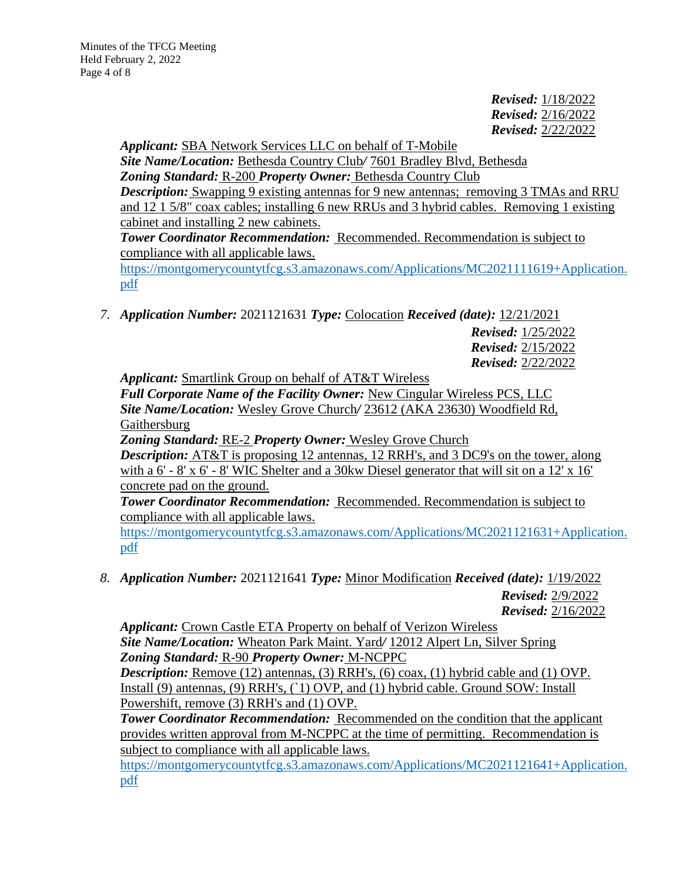***Revised:*** 1/18/2022
***Revised:*** 2/16/2022
***Revised:*** 2/22/2022

***Applicant:*** SBA Network Services LLC on behalf of T-Mobile
***Site Name/Location:*** Bethesda Country Club*/* 7601 Bradley Blvd, Bethesda
***Zoning Standard:*** R-200 ***Property Owner:*** Bethesda Country Club
***Description:*** Swapping 9 existing antennas for 9 new antennas; removing 3 TMAs and RRU and 12 1 5/8" coax cables; installing 6 new RRUs and 3 hybrid cables. Removing 1 existing cabinet and installing 2 new cabinets.
***Tower Coordinator Recommendation:*** Recommended. Recommendation is subject to compliance with all applicable laws.
https://montgomerycountytfcg.s3.amazonaws.com/Applications/MC2021111619+Application.pdf

7. ***Application Number:*** 2021121631 ***Type:*** Colocation ***Received (date):*** 12/21/2021
***Revised:*** 1/25/2022
***Revised:*** 2/15/2022
***Revised:*** 2/22/2022

***Applicant:*** Smartlink Group on behalf of AT&T Wireless
***Full Corporate Name of the Facility Owner:*** New Cingular Wireless PCS, LLC
***Site Name/Location:*** Wesley Grove Church*/* 23612 (AKA 23630) Woodfield Rd, Gaithersburg
***Zoning Standard:*** RE-2 ***Property Owner:*** Wesley Grove Church
***Description:*** AT&T is proposing 12 antennas, 12 RRH's, and 3 DC9's on the tower, along with a 6' - 8' x 6' - 8' WIC Shelter and a 30kw Diesel generator that will sit on a 12' x 16' concrete pad on the ground.
***Tower Coordinator Recommendation:*** Recommended. Recommendation is subject to compliance with all applicable laws.
https://montgomerycountytfcg.s3.amazonaws.com/Applications/MC2021121631+Application.pdf

8. ***Application Number:*** 2021121641 ***Type:*** Minor Modification ***Received (date):*** 1/19/2022
***Revised:*** 2/9/2022
***Revised:*** 2/16/2022

***Applicant:*** Crown Castle ETA Property on behalf of Verizon Wireless
***Site Name/Location:*** Wheaton Park Maint. Yard*/* 12012 Alpert Ln, Silver Spring
***Zoning Standard:*** R-90 ***Property Owner:*** M-NCPPC
***Description:*** Remove (12) antennas, (3) RRH's, (6) coax, (1) hybrid cable and (1) OVP. Install (9) antennas, (9) RRH's, (`1) OVP, and (1) hybrid cable. Ground SOW: Install Powershift, remove (3) RRH's and (1) OVP.
***Tower Coordinator Recommendation:*** Recommended on the condition that the applicant provides written approval from M-NCPPC at the time of permitting. Recommendation is subject to compliance with all applicable laws.
https://montgomerycountytfcg.s3.amazonaws.com/Applications/MC2021121641+Application.pdf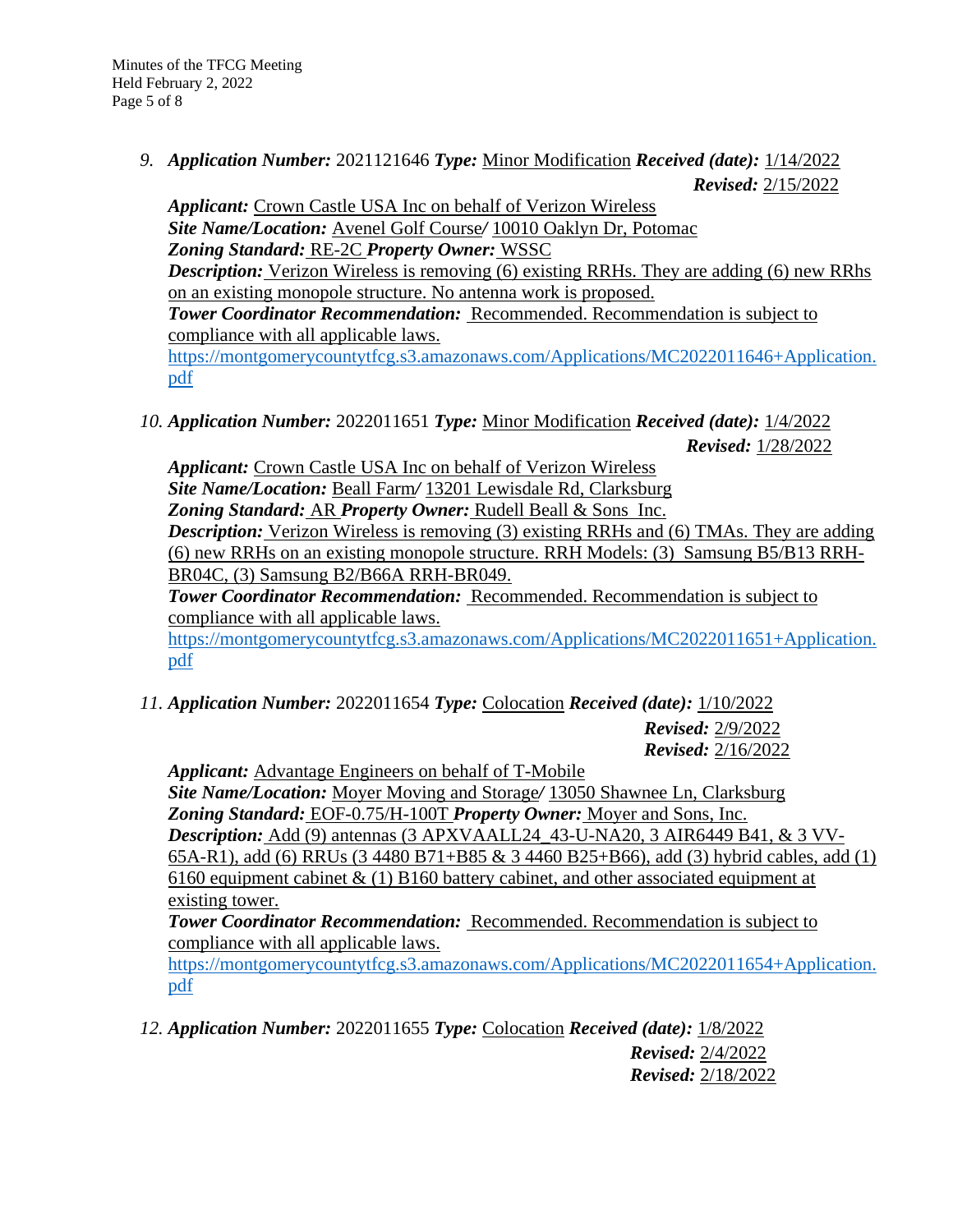9. ***Application Number:*** 2021121646 ***Type:*** Minor Modification ***Received (date):*** 1/14/2022
   ***Revised:*** 2/15/2022
   ***Applicant:*** Crown Castle USA Inc on behalf of Verizon Wireless
   ***Site Name/Location:*** Avenel Golf Course/ 10010 Oaklyn Dr, Potomac
   ***Zoning Standard:*** RE-2C ***Property Owner:*** WSSC
   ***Description:*** Verizon Wireless is removing (6) existing RRHs. They are adding (6) new RRhs on an existing monopole structure. No antenna work is proposed.
   ***Tower Coordinator Recommendation:*** Recommended. Recommendation is subject to compliance with all applicable laws.
   https://montgomerycountytfcg.s3.amazonaws.com/Applications/MC2022011646+Application.pdf

10. ***Application Number:*** 2022011651 ***Type:*** Minor Modification ***Received (date):*** 1/4/2022
    ***Revised:*** 1/28/2022
    ***Applicant:*** Crown Castle USA Inc on behalf of Verizon Wireless
    ***Site Name/Location:*** Beall Farm/ 13201 Lewisdale Rd, Clarksburg
    ***Zoning Standard:*** AR ***Property Owner:*** Rudell Beall & Sons Inc.
    ***Description:*** Verizon Wireless is removing (3) existing RRHs and (6) TMAs. They are adding (6) new RRHs on an existing monopole structure. RRH Models: (3) Samsung B5/B13 RRH-BR04C, (3) Samsung B2/B66A RRH-BR049.
    ***Tower Coordinator Recommendation:*** Recommended. Recommendation is subject to compliance with all applicable laws.
    https://montgomerycountytfcg.s3.amazonaws.com/Applications/MC2022011651+Application.pdf

11. ***Application Number:*** 2022011654 ***Type:*** Colocation ***Received (date):*** 1/10/2022
    ***Revised:*** 2/9/2022
    ***Revised:*** 2/16/2022
    ***Applicant:*** Advantage Engineers on behalf of T-Mobile
    ***Site Name/Location:*** Moyer Moving and Storage/ 13050 Shawnee Ln, Clarksburg
    ***Zoning Standard:*** EOF-0.75/H-100T ***Property Owner:*** Moyer and Sons, Inc.
    ***Description:*** Add (9) antennas (3 APXVAALL24_43-U-NA20, 3 AIR6449 B41, & 3 VV-65A-R1), add (6) RRUs (3 4480 B71+B85 & 3 4460 B25+B66), add (3) hybrid cables, add (1) 6160 equipment cabinet & (1) B160 battery cabinet, and other associated equipment at existing tower.
    ***Tower Coordinator Recommendation:*** Recommended. Recommendation is subject to compliance with all applicable laws.
    https://montgomerycountytfcg.s3.amazonaws.com/Applications/MC2022011654+Application.pdf

12. ***Application Number:*** 2022011655 ***Type:*** Colocation ***Received (date):*** 1/8/2022
    ***Revised:*** 2/4/2022
    ***Revised:*** 2/18/2022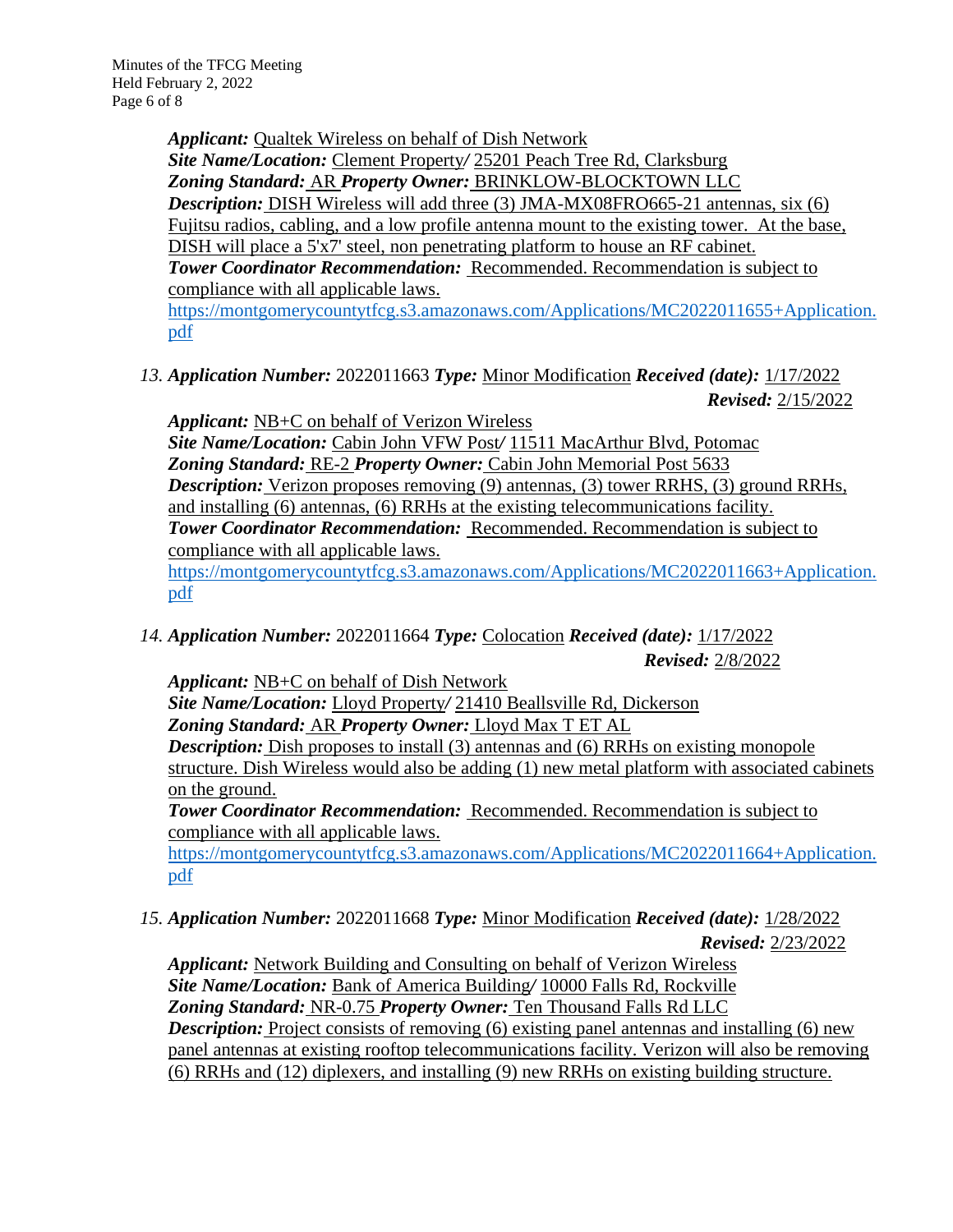***Applicant:*** Qualtek Wireless on behalf of Dish Network
***Site Name/Location:*** Clement Property/ 25201 Peach Tree Rd, Clarksburg
***Zoning Standard:*** AR ***Property Owner:*** BRINKLOW-BLOCKTOWN LLC
***Description:*** DISH Wireless will add three (3) JMA-MX08FRO665-21 antennas, six (6) Fujitsu radios, cabling, and a low profile antenna mount to the existing tower. At the base, DISH will place a 5'x7' steel, non penetrating platform to house an RF cabinet.
***Tower Coordinator Recommendation:*** Recommended. Recommendation is subject to compliance with all applicable laws.
https://montgomerycountytfcg.s3.amazonaws.com/Applications/MC2022011655+Application.pdf

13. ***Application Number:*** 2022011663 ***Type:*** Minor Modification ***Received (date):*** 1/17/2022
***Revised:*** 2/15/2022
***Applicant:*** NB+C on behalf of Verizon Wireless
***Site Name/Location:*** Cabin John VFW Post/ 11511 MacArthur Blvd, Potomac
***Zoning Standard:*** RE-2 ***Property Owner:*** Cabin John Memorial Post 5633
***Description:*** Verizon proposes removing (9) antennas, (3) tower RRHS, (3) ground RRHs, and installing (6) antennas, (6) RRHs at the existing telecommunications facility.
***Tower Coordinator Recommendation:*** Recommended. Recommendation is subject to compliance with all applicable laws.
https://montgomerycountytfcg.s3.amazonaws.com/Applications/MC2022011663+Application.pdf

14. ***Application Number:*** 2022011664 ***Type:*** Colocation ***Received (date):*** 1/17/2022
***Revised:*** 2/8/2022
***Applicant:*** NB+C on behalf of Dish Network
***Site Name/Location:*** Lloyd Property/ 21410 Beallsville Rd, Dickerson
***Zoning Standard:*** AR ***Property Owner:*** Lloyd Max T ET AL
***Description:*** Dish proposes to install (3) antennas and (6) RRHs on existing monopole structure. Dish Wireless would also be adding (1) new metal platform with associated cabinets on the ground.
***Tower Coordinator Recommendation:*** Recommended. Recommendation is subject to compliance with all applicable laws.
https://montgomerycountytfcg.s3.amazonaws.com/Applications/MC2022011664+Application.pdf

15. ***Application Number:*** 2022011668 ***Type:*** Minor Modification ***Received (date):*** 1/28/2022
***Revised:*** 2/23/2022
***Applicant:*** Network Building and Consulting on behalf of Verizon Wireless
***Site Name/Location:*** Bank of America Building/ 10000 Falls Rd, Rockville
***Zoning Standard:*** NR-0.75 ***Property Owner:*** Ten Thousand Falls Rd LLC
***Description:*** Project consists of removing (6) existing panel antennas and installing (6) new panel antennas at existing rooftop telecommunications facility. Verizon will also be removing (6) RRHs and (12) diplexers, and installing (9) new RRHs on existing building structure.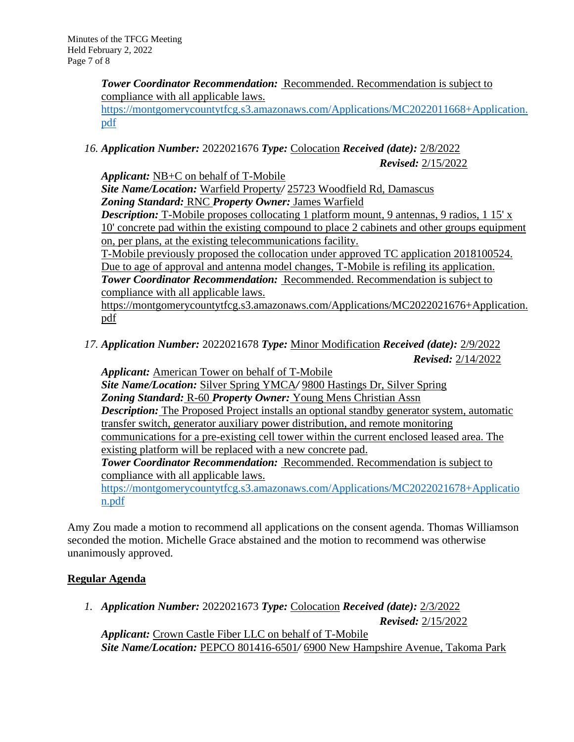***Tower Coordinator Recommendation:*** Recommended. Recommendation is subject to compliance with all applicable laws.
https://montgomerycountytfcg.s3.amazonaws.com/Applications/MC2022011668+Application.pdf

16. ***Application Number:*** 2022021676 ***Type:*** Colocation ***Received (date):*** 2/8/2022
***Revised:*** 2/15/2022
***Applicant:*** NB+C on behalf of T-Mobile
***Site Name/Location:*** Warfield Property/ 25723 Woodfield Rd, Damascus
***Zoning Standard:*** RNC ***Property Owner:*** James Warfield
***Description:*** T-Mobile proposes collocating 1 platform mount, 9 antennas, 9 radios, 1 15' x 10' concrete pad within the existing compound to place 2 cabinets and other groups equipment on, per plans, at the existing telecommunications facility.
T-Mobile previously proposed the collocation under approved TC application 2018100524. Due to age of approval and antenna model changes, T-Mobile is refiling its application.
***Tower Coordinator Recommendation:*** Recommended. Recommendation is subject to compliance with all applicable laws.
https://montgomerycountytfcg.s3.amazonaws.com/Applications/MC2022021676+Application.pdf

17. ***Application Number:*** 2022021678 ***Type:*** Minor Modification ***Received (date):*** 2/9/2022
***Revised:*** 2/14/2022
***Applicant:*** American Tower on behalf of T-Mobile
***Site Name/Location:*** Silver Spring YMCA/ 9800 Hastings Dr, Silver Spring
***Zoning Standard:*** R-60 ***Property Owner:*** Young Mens Christian Assn
***Description:*** The Proposed Project installs an optional standby generator system, automatic transfer switch, generator auxiliary power distribution, and remote monitoring communications for a pre-existing cell tower within the current enclosed leased area. The existing platform will be replaced with a new concrete pad.
***Tower Coordinator Recommendation:*** Recommended. Recommendation is subject to compliance with all applicable laws.
https://montgomerycountytfcg.s3.amazonaws.com/Applications/MC2022021678+Application.pdf

Amy Zou made a motion to recommend all applications on the consent agenda. Thomas Williamson seconded the motion. Michelle Grace abstained and the motion to recommend was otherwise unanimously approved.

## Regular Agenda

1. ***Application Number:*** 2022021673 ***Type:*** Colocation ***Received (date):*** 2/3/2022
***Revised:*** 2/15/2022
***Applicant:*** Crown Castle Fiber LLC on behalf of T-Mobile
***Site Name/Location:*** PEPCO 801416-6501/ 6900 New Hampshire Avenue, Takoma Park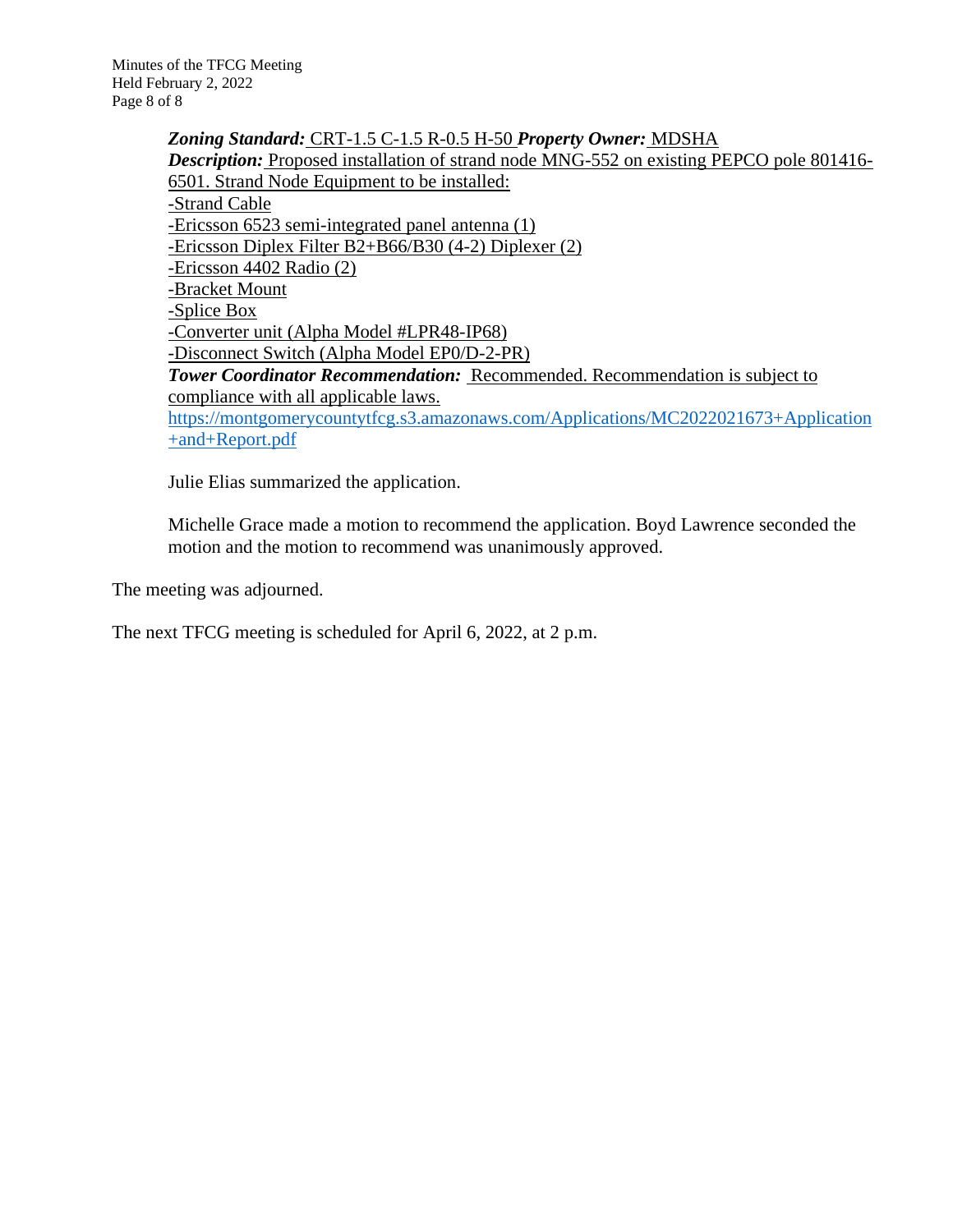***Zoning Standard:*** CRT-1.5 C-1.5 R-0.5 H-50 ***Property Owner:*** MDSHA
***Description:*** Proposed installation of strand node MNG-552 on existing PEPCO pole 801416-6501. Strand Node Equipment to be installed:
-Strand Cable
-Ericsson 6523 semi-integrated panel antenna (1)
-Ericsson Diplex Filter B2+B66/B30 (4-2) Diplexer (2)
-Ericsson 4402 Radio (2)
-Bracket Mount
-Splice Box
-Converter unit (Alpha Model #LPR48-IP68)
-Disconnect Switch (Alpha Model EP0/D-2-PR)
***Tower Coordinator Recommendation:*** Recommended. Recommendation is subject to compliance with all applicable laws.
https://montgomerycountytfcg.s3.amazonaws.com/Applications/MC2022021673+Application+and+Report.pdf

Julie Elias summarized the application.

Michelle Grace made a motion to recommend the application. Boyd Lawrence seconded the motion and the motion to recommend was unanimously approved.

The meeting was adjourned.

The next TFCG meeting is scheduled for April 6, 2022, at 2 p.m.